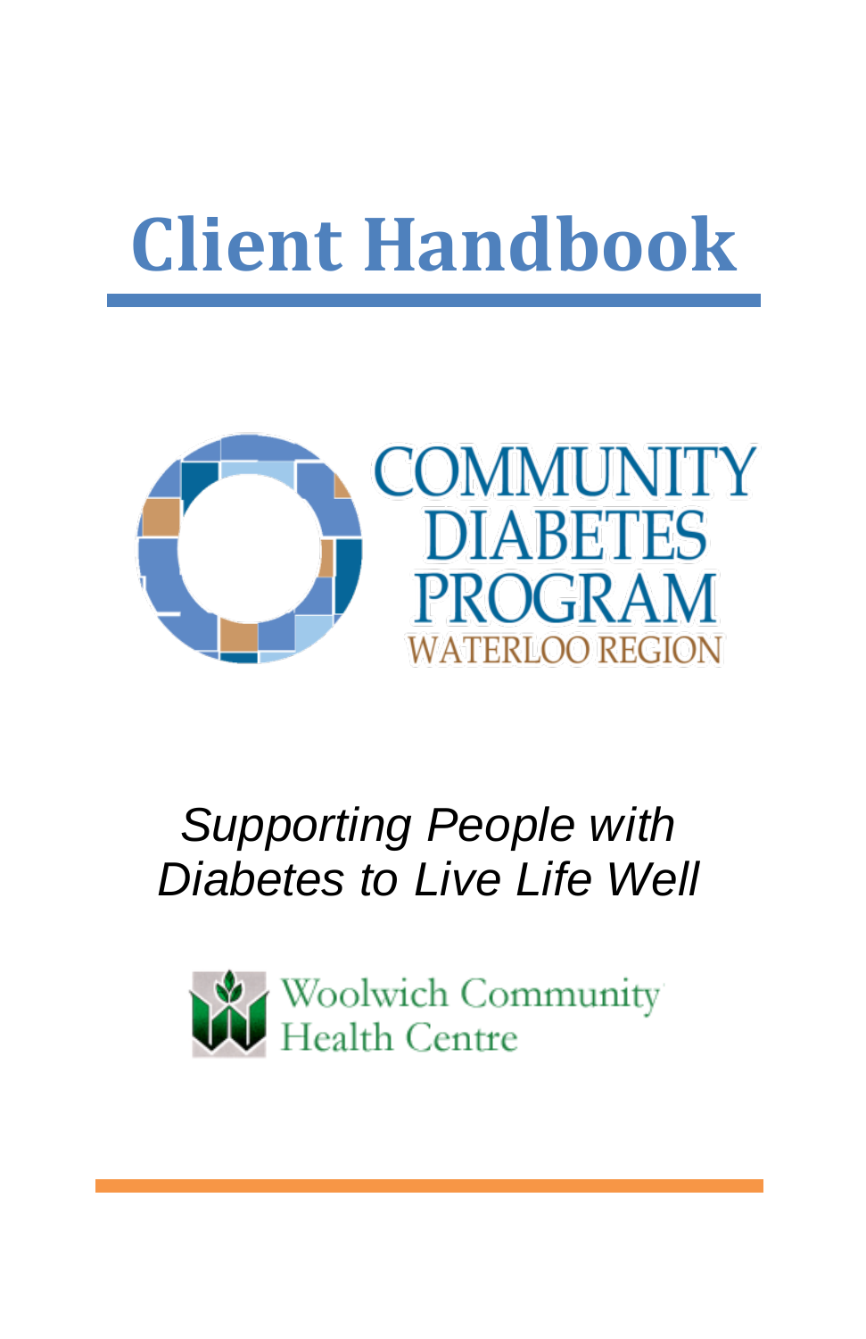# Client Handbook

COMMUNITY DIABETES PROGRAM

WATERLOO REGION

*Supporting People with Diabetes to Live Life Well*

Woolwich Community Health Centre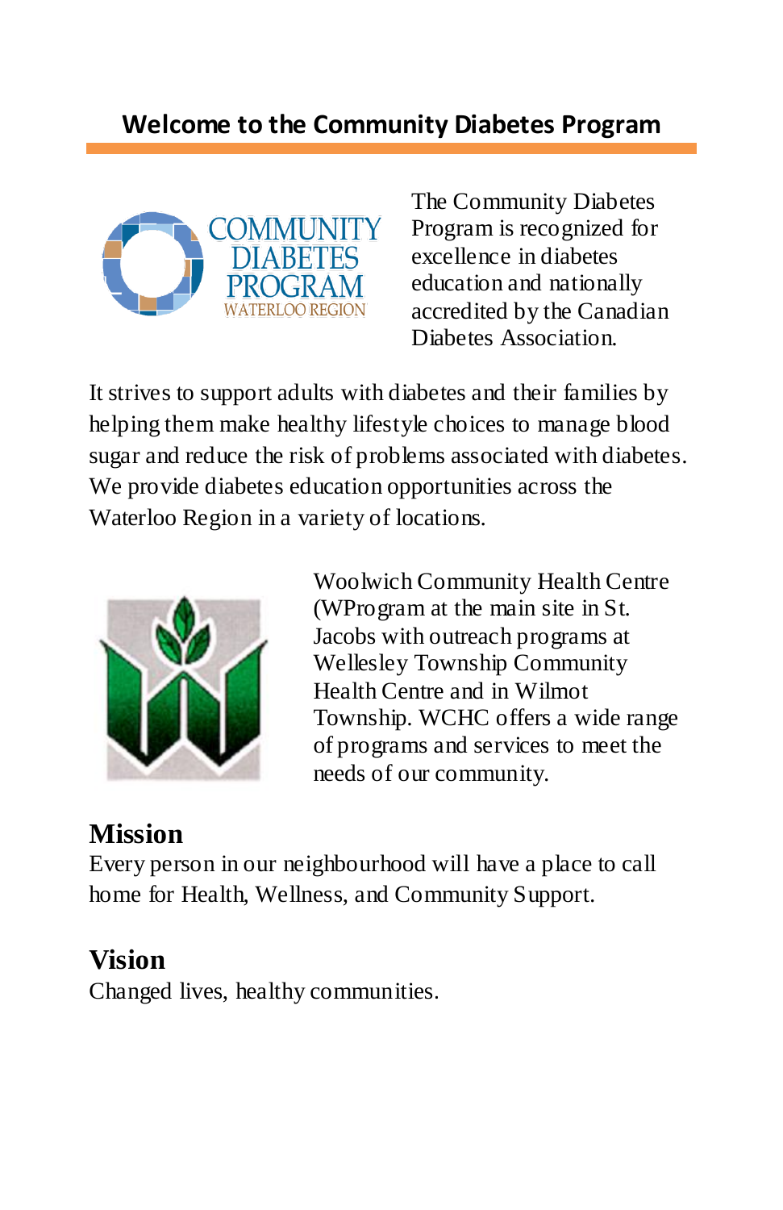## Welcome to the Community Diabetes Program

The Community Diabetes Program is recognized for excellence in diabetes education and nationally accredited by the Canadian Diabetes Association.

It strives to support adults with diabetes and their families by helping them make healthy lifestyle choices to manage blood sugar and reduce the risk of problems associated with diabetes. We provide diabetes education opportunities across the Waterloo Region in a variety of locations.

Woolwich Community Health Centre (WProgram at the main site in St. Jacobs with outreach programs at Wellesley Township Community Health Centre and in Wilmot Township. WCHC offers a wide range of programs and services to meet the needs of our community.

### Mission

Every person in our neighbourhood will have a place to call home for Health, Wellness, and Community Support.

### Vision

Changed lives, healthy communities.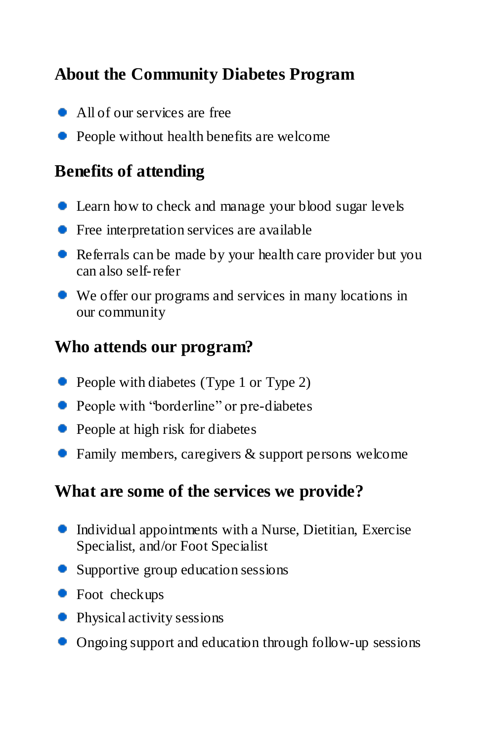## About the Community Diabetes Program

- All of our services are free
- People without health benefits are welcome

## Benefits of attending

- Learn how to check and manage your blood sugar levels
- Free interpretation services are available
- Referrals can be made by your health care provider but you can also self-refer
- We offer our programs and services in many locations in our community

## Who attends our program?

- People with diabetes (Type 1 or Type 2)
- People with "borderline" or pre-diabetes
- People at high risk for diabetes
- Family members, caregivers & support persons welcome

## What are some of the services we provide?

- Individual appointments with a Nurse, Dietitian, Exercise Specialist, and/or Foot Specialist
- Supportive group education sessions
- Foot checkups
- Physical activity sessions
- Ongoing support and education through follow-up sessions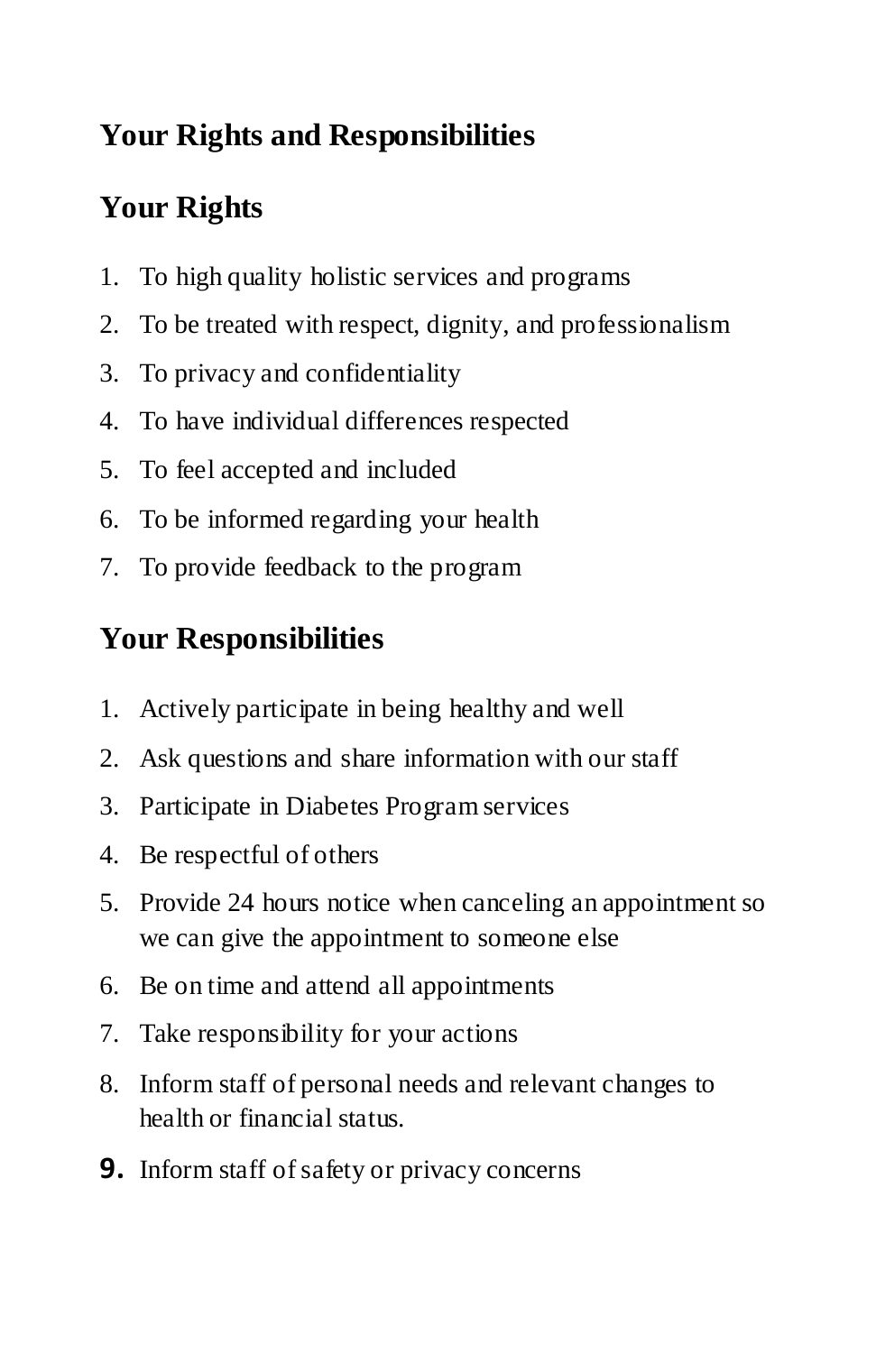## Your Rights and Responsibilities

## Your Rights

1. To high quality holistic services and programs
2. To be treated with respect, dignity, and professionalism
3. To privacy and confidentiality
4. To have individual differences respected
5. To feel accepted and included
6. To be informed regarding your health
7. To provide feedback to the program

## Your Responsibilities

1. Actively participate in being healthy and well
2. Ask questions and share information with our staff
3. Participate in Diabetes Program services
4. Be respectful of others
5. Provide 24 hours notice when canceling an appointment so we can give the appointment to someone else
6. Be on time and attend all appointments
7. Take responsibility for your actions
8. Inform staff of personal needs and relevant changes to health or financial status.
9. Inform staff of safety or privacy concerns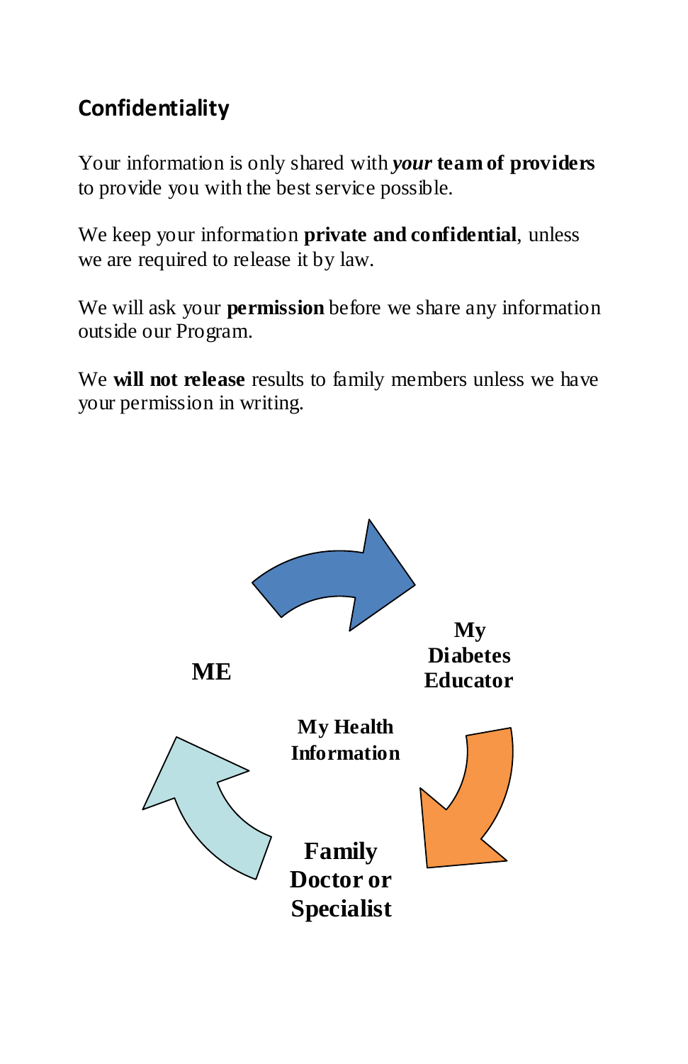## Confidentiality

Your information is only shared with ***your* team of providers** to provide you with the best service possible.

We keep your information **private and confidential**, unless we are required to release it by law.

We will ask your **permission** before we share any information outside our Program.

We **will not release** results to family members unless we have your permission in writing.

**ME**

**My Diabetes Educator**

**My Health Information**

**Family Doctor or Specialist**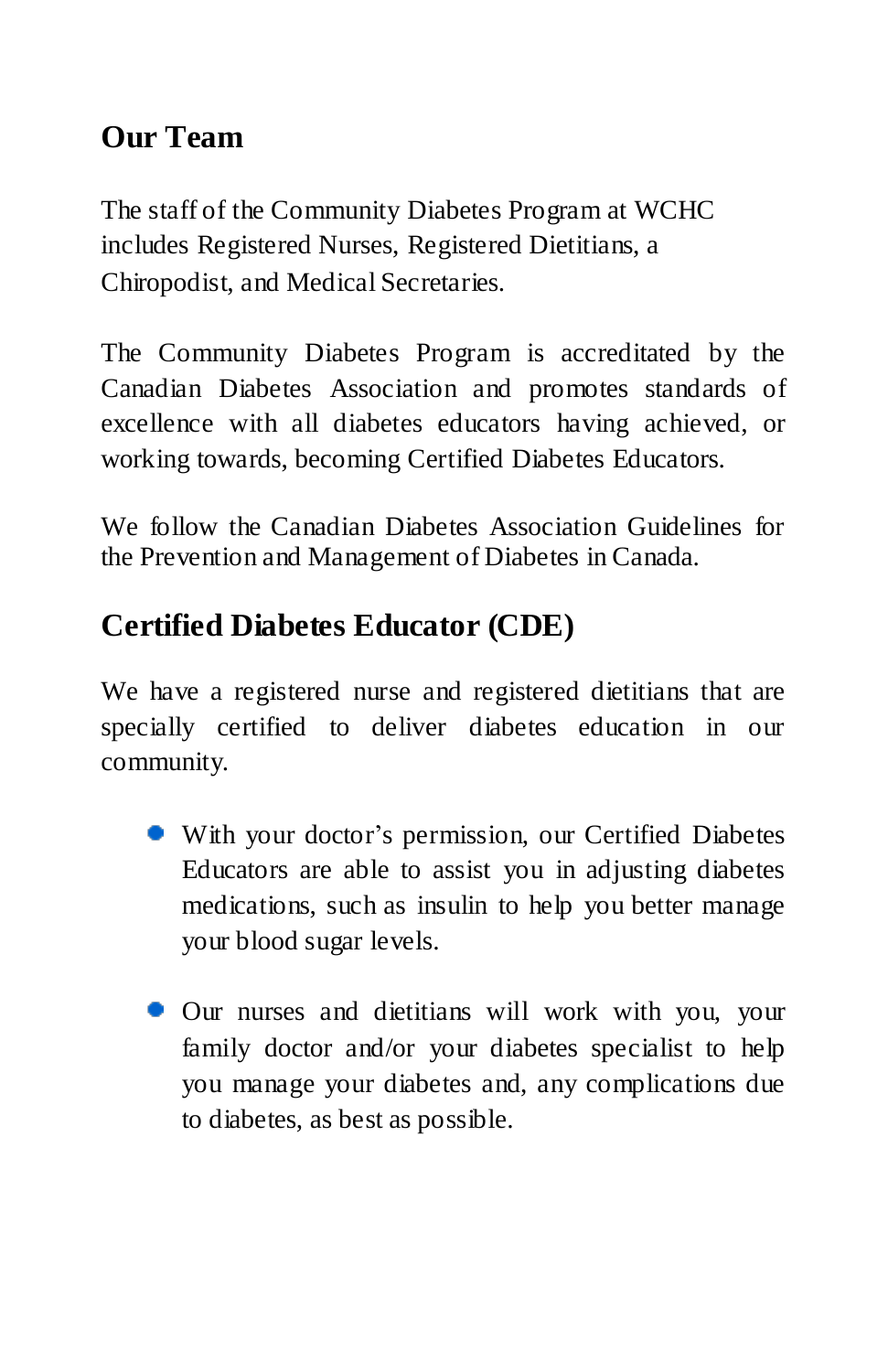## Our Team

The staff of the Community Diabetes Program at WCHC includes Registered Nurses, Registered Dietitians, a Chiropodist, and Medical Secretaries.

The Community Diabetes Program is accreditated by the Canadian Diabetes Association and promotes standards of excellence with all diabetes educators having achieved, or working towards, becoming Certified Diabetes Educators.

We follow the Canadian Diabetes Association Guidelines for the Prevention and Management of Diabetes in Canada.

## Certified Diabetes Educator (CDE)

We have a registered nurse and registered dietitians that are specially certified to deliver diabetes education in our community.

- With your doctor's permission, our Certified Diabetes Educators are able to assist you in adjusting diabetes medications, such as insulin to help you better manage your blood sugar levels.
- Our nurses and dietitians will work with you, your family doctor and/or your diabetes specialist to help you manage your diabetes and, any complications due to diabetes, as best as possible.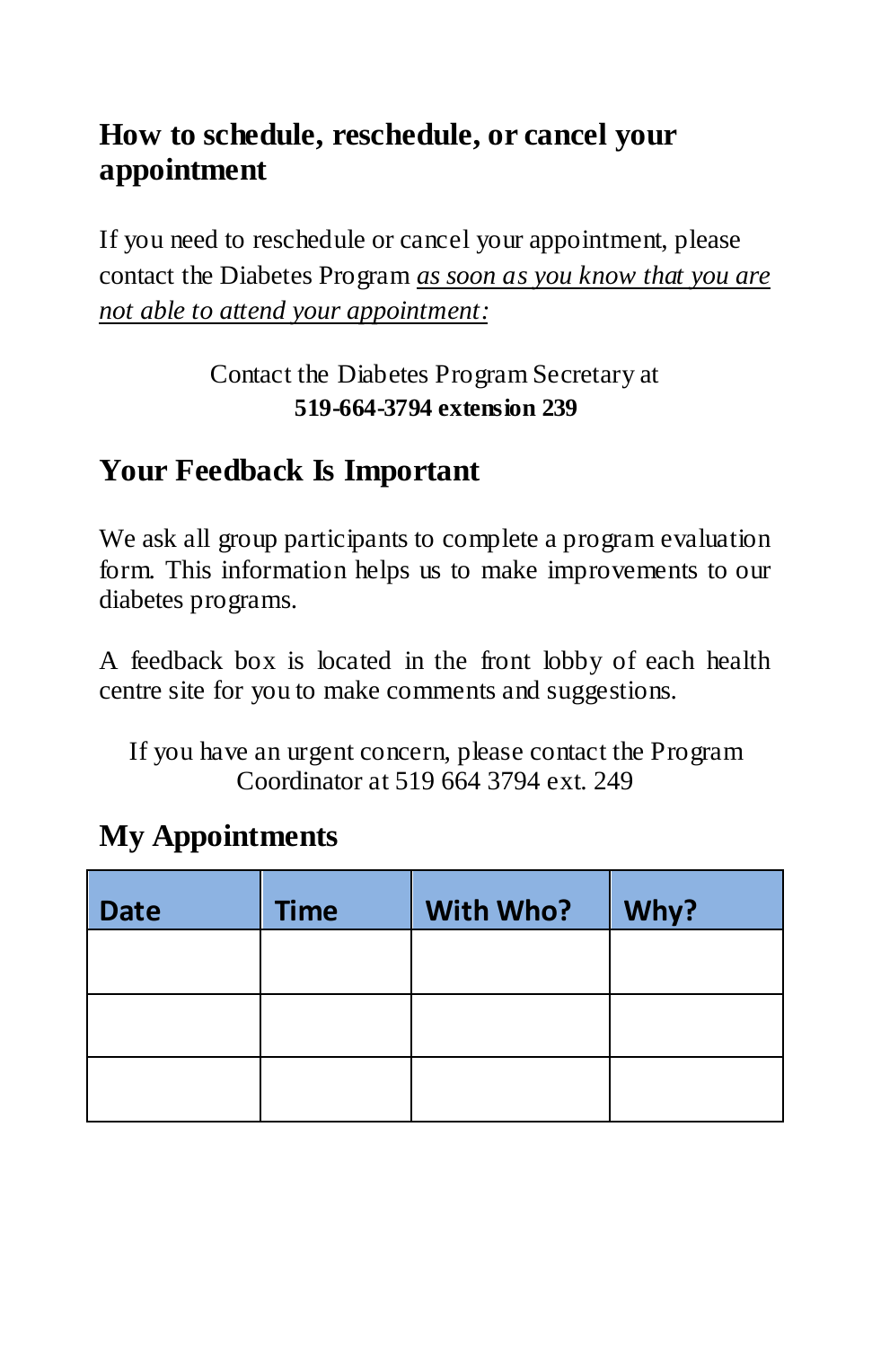## How to schedule, reschedule, or cancel your appointment

If you need to reschedule or cancel your appointment, please contact the Diabetes Program *as soon as you know that you are not able to attend your appointment:*

Contact the Diabetes Program Secretary at
**519-664-3794 extension 239**

## Your Feedback Is Important

We ask all group participants to complete a program evaluation form. This information helps us to make improvements to our diabetes programs.

A feedback box is located in the front lobby of each health centre site for you to make comments and suggestions.

If you have an urgent concern, please contact the Program Coordinator at 519 664 3794 ext. 249

## My Appointments

| Date | Time | With Who? | Why? |
|---|---|---|---|
| | | | |
| | | | |
| | | | |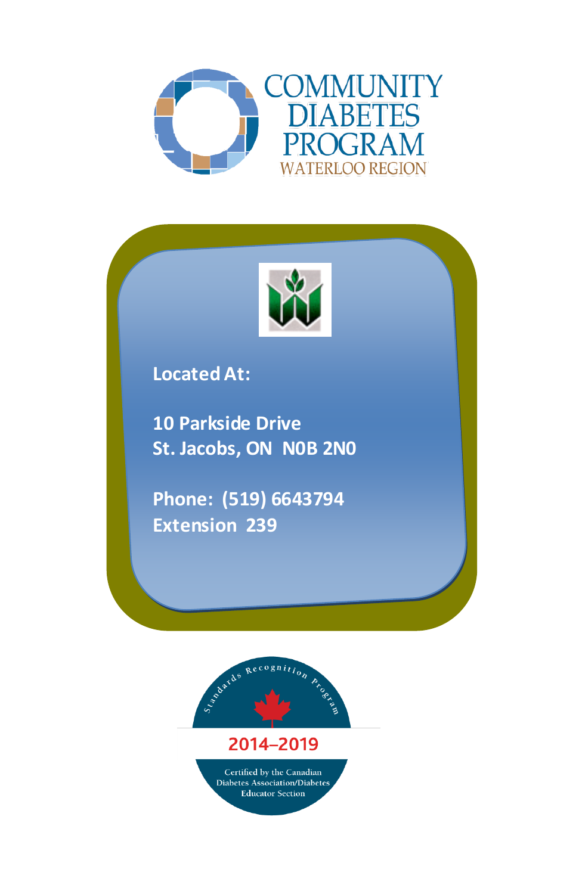COMMUNITY DIABETES PROGRAM

WATERLOO REGION

**Located At:**

**10 Parkside Drive**
**St. Jacobs, ON  N0B 2N0**

**Phone:  (519) 6643794**
**Extension  239**

Standards Recognition Program

2014–2019

Certified by the Canadian Diabetes Association/Diabetes Educator Section